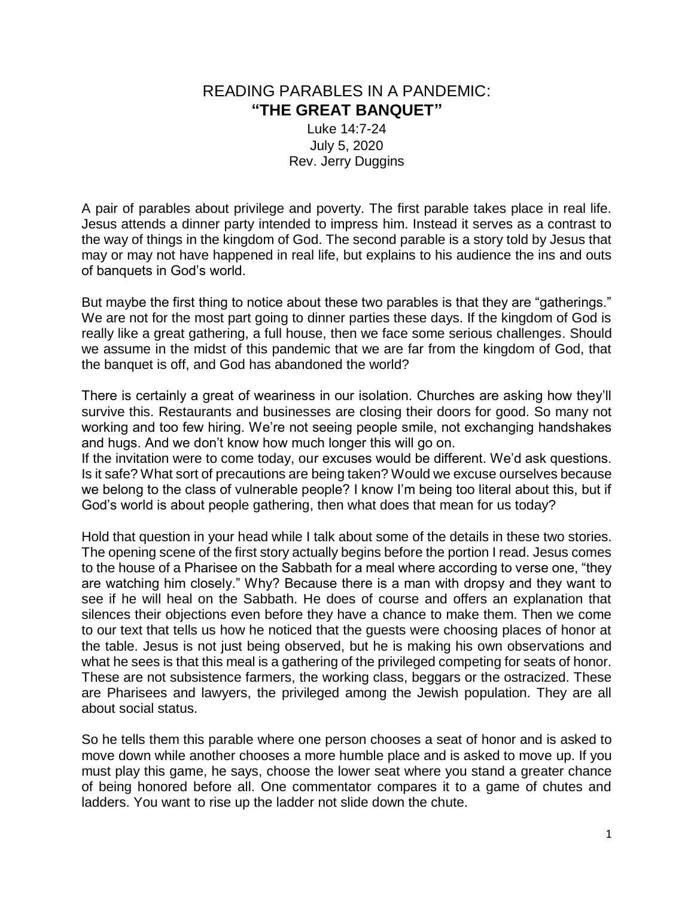# READING PARABLES IN A PANDEMIC:
# **"THE GREAT BANQUET"**

Luke 14:7-24
July 5, 2020
Rev. Jerry Duggins

A pair of parables about privilege and poverty. The first parable takes place in real life. Jesus attends a dinner party intended to impress him. Instead it serves as a contrast to the way of things in the kingdom of God. The second parable is a story told by Jesus that may or may not have happened in real life, but explains to his audience the ins and outs of banquets in God's world.

But maybe the first thing to notice about these two parables is that they are "gatherings." We are not for the most part going to dinner parties these days. If the kingdom of God is really like a great gathering, a full house, then we face some serious challenges. Should we assume in the midst of this pandemic that we are far from the kingdom of God, that the banquet is off, and God has abandoned the world?

There is certainly a great of weariness in our isolation. Churches are asking how they'll survive this. Restaurants and businesses are closing their doors for good. So many not working and too few hiring. We're not seeing people smile, not exchanging handshakes and hugs. And we don't know how much longer this will go on.

If the invitation were to come today, our excuses would be different. We'd ask questions. Is it safe? What sort of precautions are being taken? Would we excuse ourselves because we belong to the class of vulnerable people? I know I'm being too literal about this, but if God's world is about people gathering, then what does that mean for us today?

Hold that question in your head while I talk about some of the details in these two stories. The opening scene of the first story actually begins before the portion I read. Jesus comes to the house of a Pharisee on the Sabbath for a meal where according to verse one, "they are watching him closely." Why? Because there is a man with dropsy and they want to see if he will heal on the Sabbath. He does of course and offers an explanation that silences their objections even before they have a chance to make them. Then we come to our text that tells us how he noticed that the guests were choosing places of honor at the table. Jesus is not just being observed, but he is making his own observations and what he sees is that this meal is a gathering of the privileged competing for seats of honor. These are not subsistence farmers, the working class, beggars or the ostracized. These are Pharisees and lawyers, the privileged among the Jewish population. They are all about social status.

So he tells them this parable where one person chooses a seat of honor and is asked to move down while another chooses a more humble place and is asked to move up. If you must play this game, he says, choose the lower seat where you stand a greater chance of being honored before all. One commentator compares it to a game of chutes and ladders. You want to rise up the ladder not slide down the chute.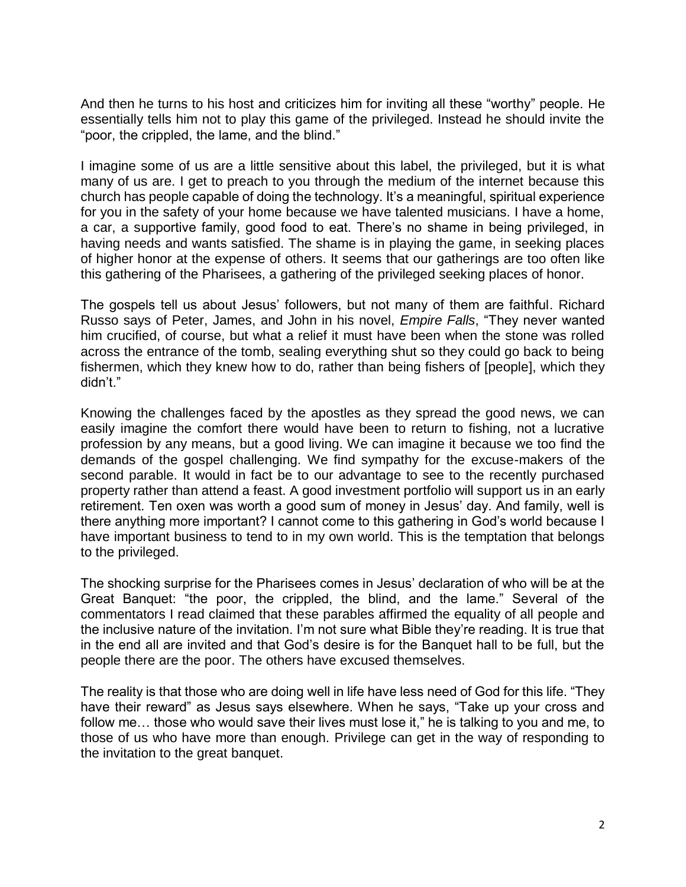And then he turns to his host and criticizes him for inviting all these "worthy" people. He essentially tells him not to play this game of the privileged. Instead he should invite the "poor, the crippled, the lame, and the blind."

I imagine some of us are a little sensitive about this label, the privileged, but it is what many of us are. I get to preach to you through the medium of the internet because this church has people capable of doing the technology. It's a meaningful, spiritual experience for you in the safety of your home because we have talented musicians. I have a home, a car, a supportive family, good food to eat. There's no shame in being privileged, in having needs and wants satisfied. The shame is in playing the game, in seeking places of higher honor at the expense of others. It seems that our gatherings are too often like this gathering of the Pharisees, a gathering of the privileged seeking places of honor.

The gospels tell us about Jesus' followers, but not many of them are faithful. Richard Russo says of Peter, James, and John in his novel, *Empire Falls*, "They never wanted him crucified, of course, but what a relief it must have been when the stone was rolled across the entrance of the tomb, sealing everything shut so they could go back to being fishermen, which they knew how to do, rather than being fishers of [people], which they didn't."

Knowing the challenges faced by the apostles as they spread the good news, we can easily imagine the comfort there would have been to return to fishing, not a lucrative profession by any means, but a good living. We can imagine it because we too find the demands of the gospel challenging. We find sympathy for the excuse-makers of the second parable. It would in fact be to our advantage to see to the recently purchased property rather than attend a feast. A good investment portfolio will support us in an early retirement. Ten oxen was worth a good sum of money in Jesus' day. And family, well is there anything more important? I cannot come to this gathering in God's world because I have important business to tend to in my own world. This is the temptation that belongs to the privileged.

The shocking surprise for the Pharisees comes in Jesus' declaration of who will be at the Great Banquet: "the poor, the crippled, the blind, and the lame." Several of the commentators I read claimed that these parables affirmed the equality of all people and the inclusive nature of the invitation. I'm not sure what Bible they're reading. It is true that in the end all are invited and that God's desire is for the Banquet hall to be full, but the people there are the poor. The others have excused themselves.

The reality is that those who are doing well in life have less need of God for this life. "They have their reward" as Jesus says elsewhere. When he says, "Take up your cross and follow me… those who would save their lives must lose it," he is talking to you and me, to those of us who have more than enough. Privilege can get in the way of responding to the invitation to the great banquet.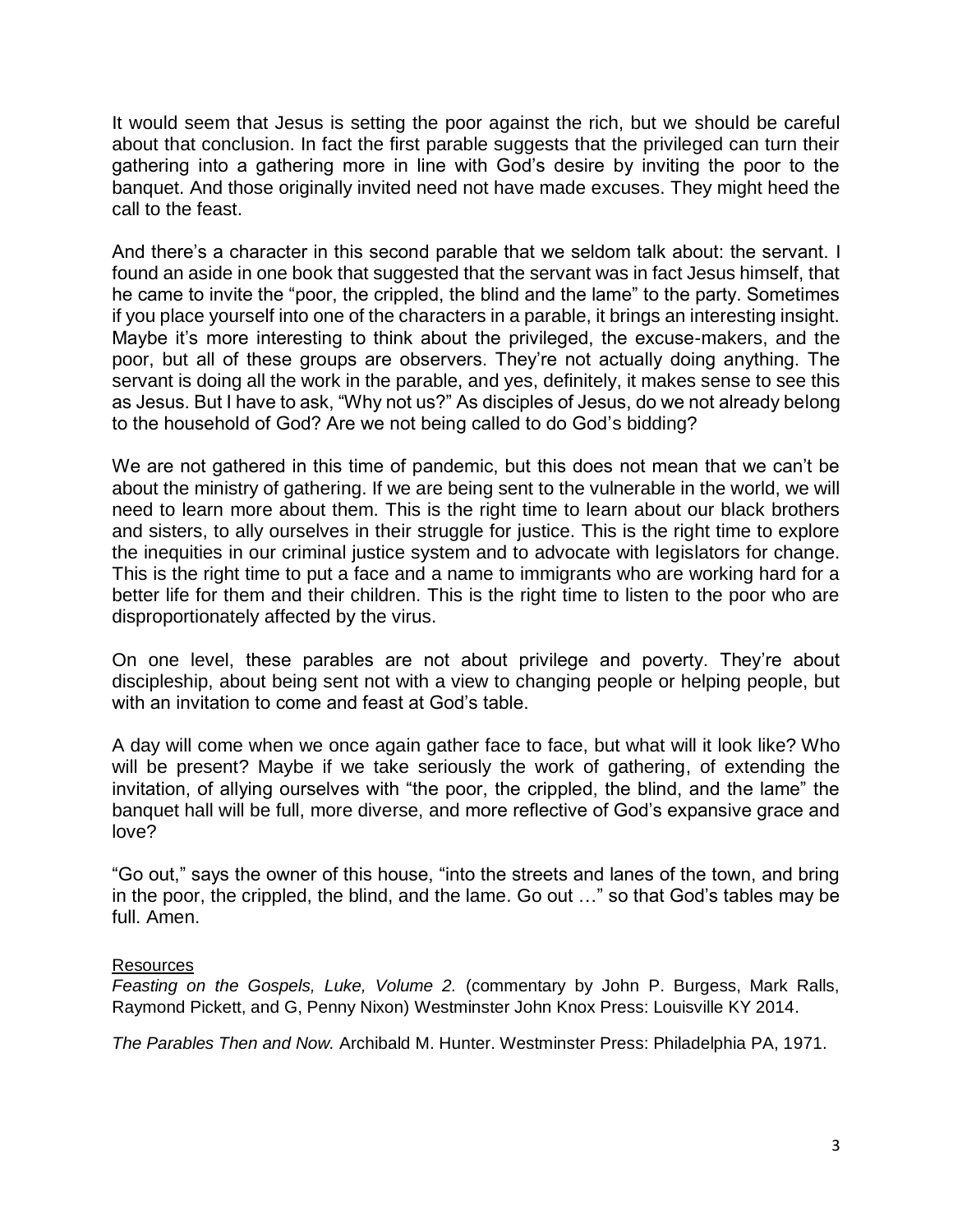It would seem that Jesus is setting the poor against the rich, but we should be careful about that conclusion. In fact the first parable suggests that the privileged can turn their gathering into a gathering more in line with God's desire by inviting the poor to the banquet. And those originally invited need not have made excuses. They might heed the call to the feast.

And there's a character in this second parable that we seldom talk about: the servant. I found an aside in one book that suggested that the servant was in fact Jesus himself, that he came to invite the "poor, the crippled, the blind and the lame" to the party. Sometimes if you place yourself into one of the characters in a parable, it brings an interesting insight. Maybe it's more interesting to think about the privileged, the excuse-makers, and the poor, but all of these groups are observers. They're not actually doing anything. The servant is doing all the work in the parable, and yes, definitely, it makes sense to see this as Jesus. But I have to ask, "Why not us?" As disciples of Jesus, do we not already belong to the household of God? Are we not being called to do God's bidding?

We are not gathered in this time of pandemic, but this does not mean that we can't be about the ministry of gathering. If we are being sent to the vulnerable in the world, we will need to learn more about them. This is the right time to learn about our black brothers and sisters, to ally ourselves in their struggle for justice. This is the right time to explore the inequities in our criminal justice system and to advocate with legislators for change. This is the right time to put a face and a name to immigrants who are working hard for a better life for them and their children. This is the right time to listen to the poor who are disproportionately affected by the virus.

On one level, these parables are not about privilege and poverty. They're about discipleship, about being sent not with a view to changing people or helping people, but with an invitation to come and feast at God's table.

A day will come when we once again gather face to face, but what will it look like? Who will be present? Maybe if we take seriously the work of gathering, of extending the invitation, of allying ourselves with "the poor, the crippled, the blind, and the lame" the banquet hall will be full, more diverse, and more reflective of God's expansive grace and love?

"Go out," says the owner of this house, "into the streets and lanes of the town, and bring in the poor, the crippled, the blind, and the lame. Go out …" so that God's tables may be full. Amen.

Resources

*Feasting on the Gospels, Luke, Volume 2.* (commentary by John P. Burgess, Mark Ralls, Raymond Pickett, and G, Penny Nixon) Westminster John Knox Press: Louisville KY 2014.

*The Parables Then and Now.* Archibald M. Hunter. Westminster Press: Philadelphia PA, 1971.